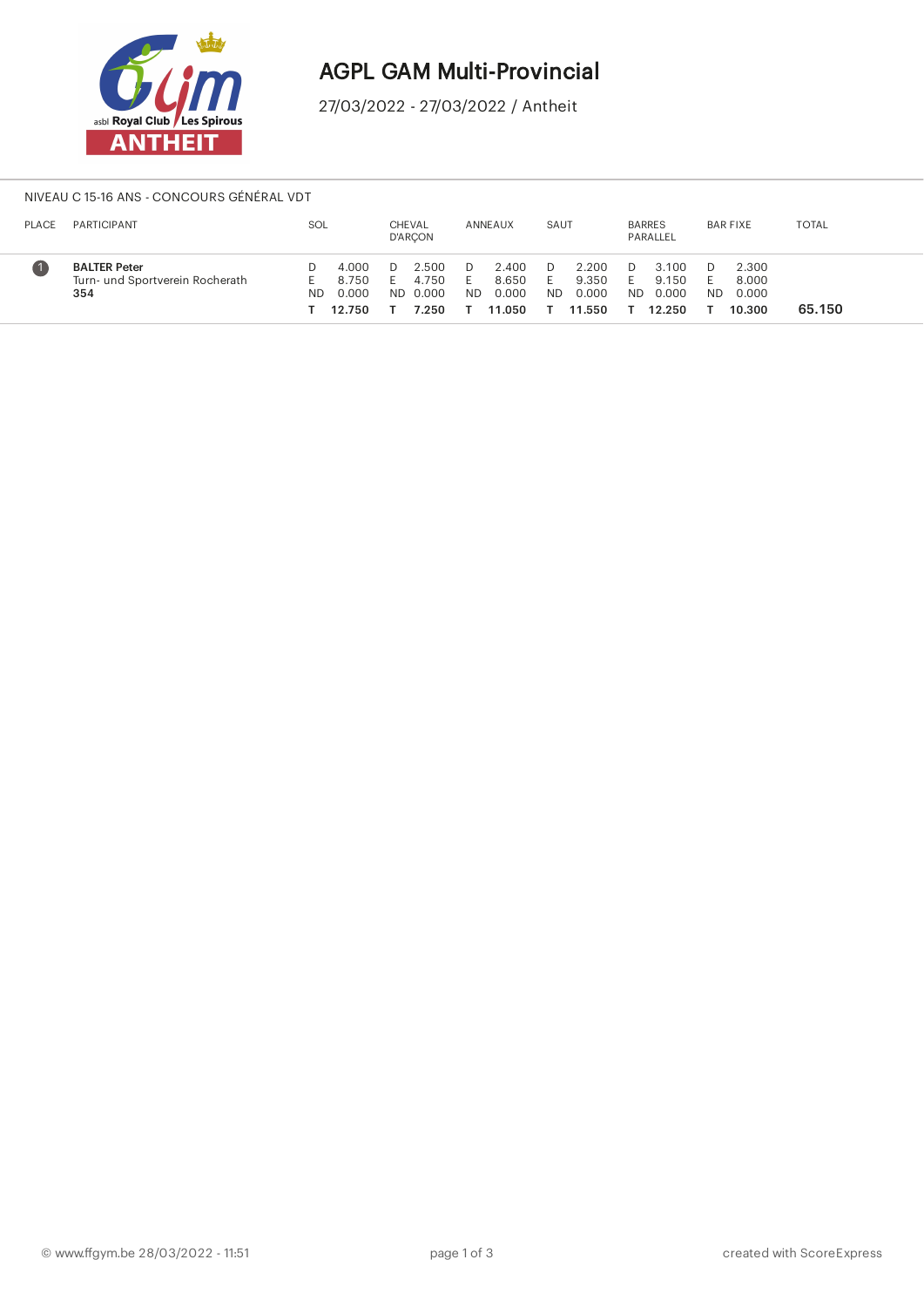# AGPL GAM Multi-Provincial

27/03/2022 - 27/03/2022 / Antheit

NIVEAU C 15-16 ANS - CONCOURS GÉNÉRAL VDT

| PLACE | PARTICIPANT | SOL | CHEVAL D'ARÇON | ANNEAUX | SAUT | BARRES PARALLEL | BAR FIXE | TOTAL |
|---|---|---|---|---|---|---|---|---|
| 1 | **BALTER Peter**<br>Turn- und Sportverein Rocherath<br>**354** | D 4.000<br>E 8.750<br>ND 0.000<br>**T 12.750** | D 2.500<br>E 4.750<br>ND 0.000<br>**T 7.250** | D 2.400<br>E 8.650<br>ND 0.000<br>**T 11.050** | D 2.200<br>E 9.350<br>ND 0.000<br>**T 11.550** | D 3.100<br>E 9.150<br>ND 0.000<br>**T 12.250** | D 2.300<br>E 8.000<br>ND 0.000<br>**T 10.300** | 65.150 |

© www.ffgym.be 28/03/2022 - 11:51

created with ScoreExpress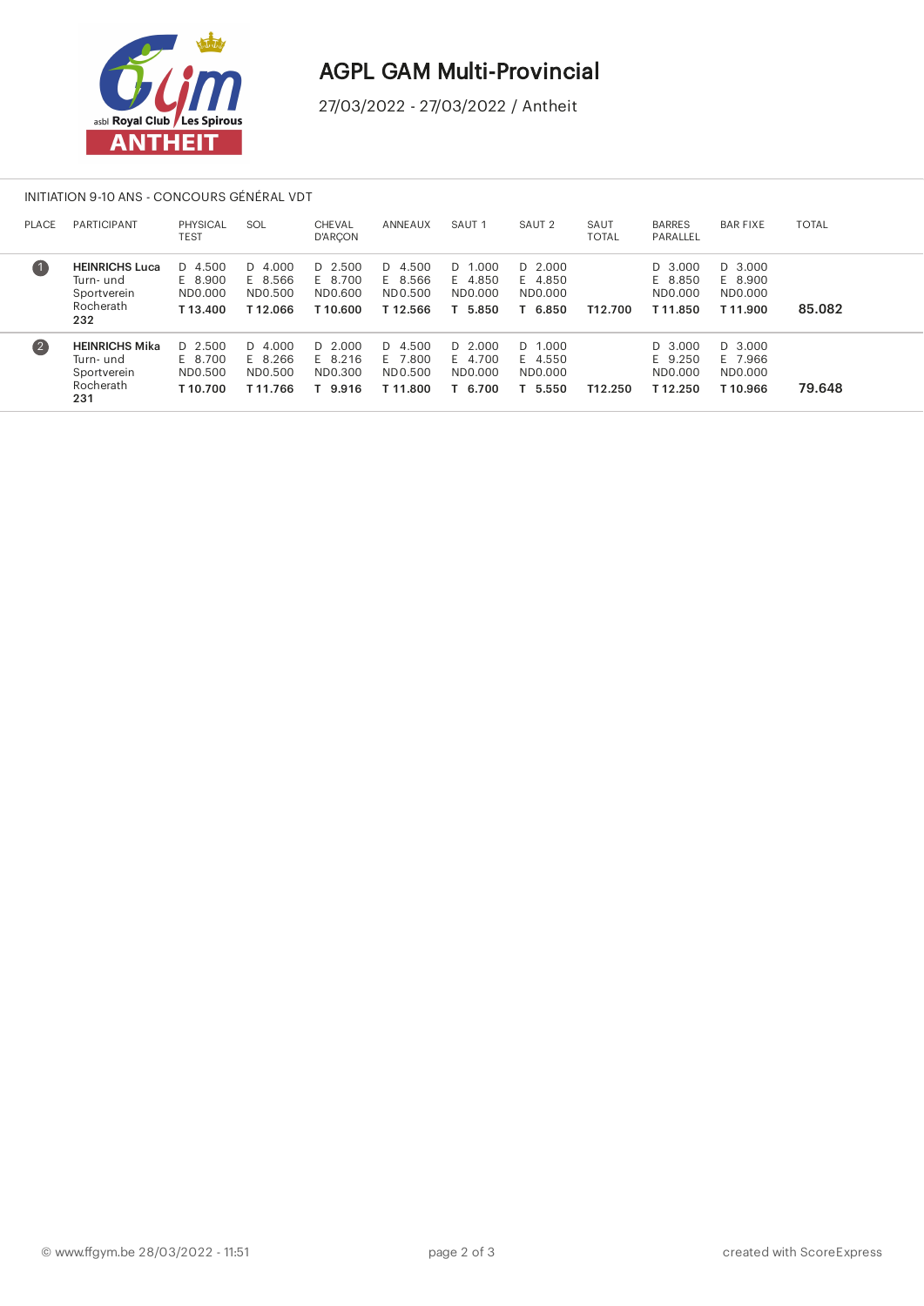# AGPL GAM Multi-Provincial

27/03/2022 - 27/03/2022 / Antheit

INITIATION 9-10 ANS - CONCOURS GÉNÉRAL VDT

| PLACE | PARTICIPANT | PHYSICAL TEST | SOL | CHEVAL D'ARÇON | ANNEAUX | SAUT 1 | SAUT 2 | SAUT TOTAL | BARRES PARALLEL | BAR FIXE | TOTAL |
|---|---|---|---|---|---|---|---|---|---|---|---|
| 1 | **HEINRICHS Luca** Turn- und Sportverein Rocherath **232** | D 4.500 E 8.900 ND0.000 **T 13.400** | D 4.000 E 8.566 ND0.500 **T 12.066** | D 2.500 E 8.700 ND0.600 **T 10.600** | D 4.500 E 8.566 ND0.500 **T 12.566** | D 1.000 E 4.850 ND0.000 **T 5.850** | D 2.000 E 4.850 ND0.000 **T 6.850** | **T12.700** | D 3.000 E 8.850 ND0.000 **T 11.850** | D 3.000 E 8.900 ND0.000 **T 11.900** | **85.082** |
| 2 | **HEINRICHS Mika** Turn- und Sportverein Rocherath **231** | D 2.500 E 8.700 ND0.500 **T 10.700** | D 4.000 E 8.266 ND0.500 **T 11.766** | D 2.000 E 8.216 ND0.300 **T 9.916** | D 4.500 E 7.800 ND0.500 **T 11.800** | D 2.000 E 4.700 ND0.000 **T 6.700** | D 1.000 E 4.550 ND0.000 **T 5.550** | **T12.250** | D 3.000 E 9.250 ND0.000 **T 12.250** | D 3.000 E 7.966 ND0.000 **T 10.966** | **79.648** |

© www.ffgym.be 28/03/2022 - 11:51

created with ScoreExpress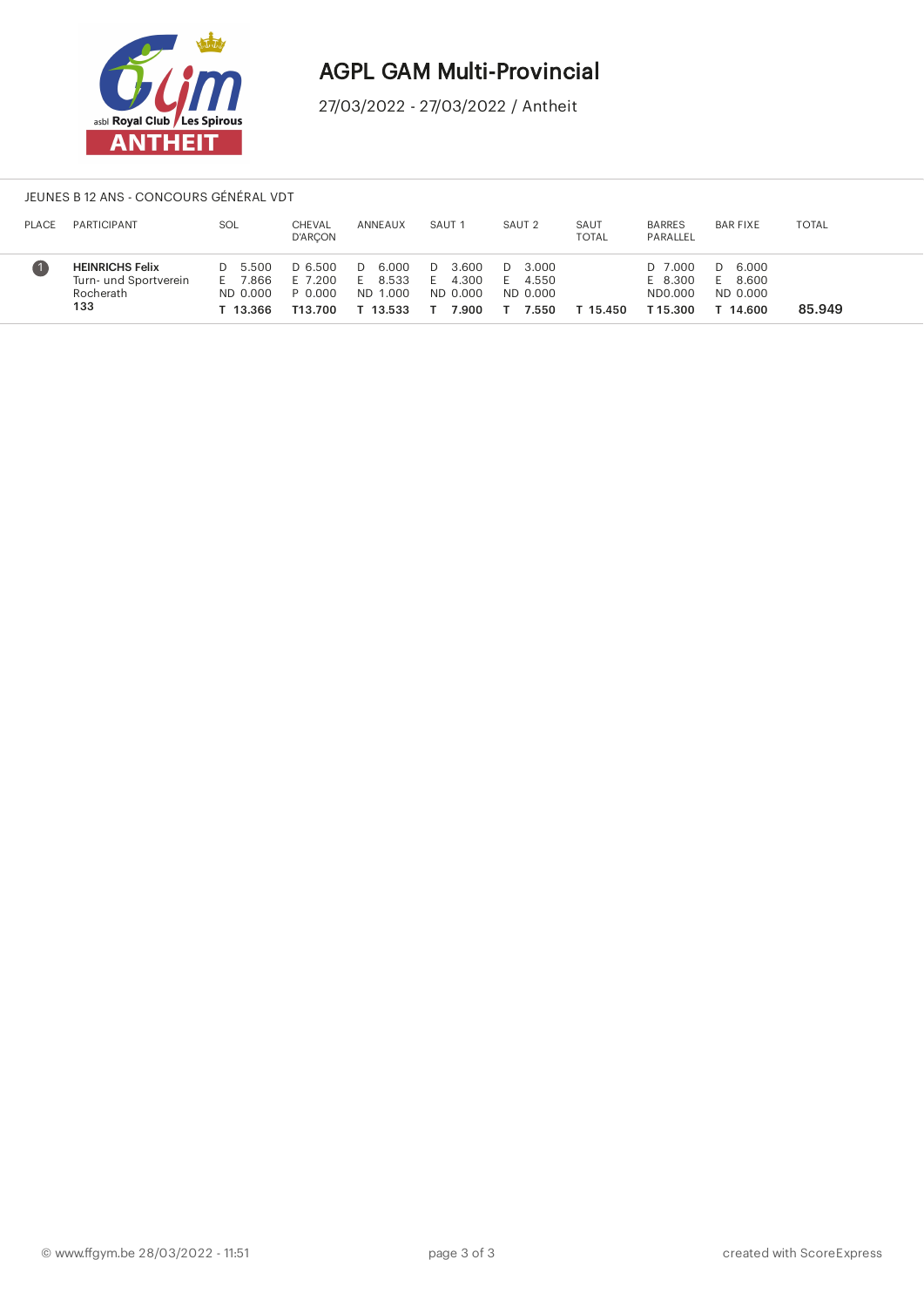# AGPL GAM Multi-Provincial

27/03/2022 - 27/03/2022 / Antheit

JEUNES B 12 ANS - CONCOURS GÉNÉRAL VDT

| PLACE | PARTICIPANT | SOL | CHEVAL D'ARÇON | ANNEAUX | SAUT 1 | SAUT 2 | SAUT TOTAL | BARRES PARALLEL | BAR FIXE | TOTAL |
|---|---|---|---|---|---|---|---|---|---|---|
| 1 | **HEINRICHS Felix** Turn- und Sportverein Rocherath 133 | D 5.500 E 7.866 ND 0.000 **T 13.366** | D 6.500 E 7.200 P 0.000 **T13.700** | D 6.000 E 8.533 ND 1.000 **T 13.533** | D 3.600 E 4.300 ND 0.000 **T 7.900** | D 3.000 E 4.550 ND 0.000 **T 7.550** | **T 15.450** | D 7.000 E 8.300 ND0.000 **T 15.300** | D 6.000 E 8.600 ND 0.000 **T 14.600** | **85.949** |

© www.ffgym.be 28/03/2022 - 11:51

created with ScoreExpress